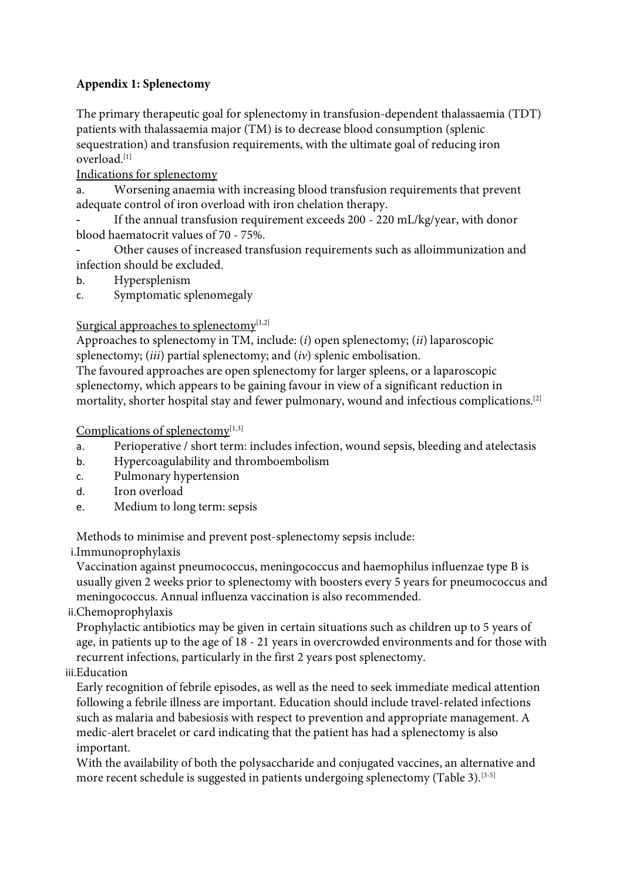**Appendix 1: Splenectomy**

The primary therapeutic goal for splenectomy in transfusion-dependent thalassaemia (TDT) patients with thalassaemia major (TM) is to decrease blood consumption (splenic sequestration) and transfusion requirements, with the ultimate goal of reducing iron overload.[1]

Indications for splenectomy

a. Worsening anaemia with increasing blood transfusion requirements that prevent adequate control of iron overload with iron chelation therapy.
- If the annual transfusion requirement exceeds 200 - 220 mL/kg/year, with donor blood haematocrit values of 70 - 75%.
- Other causes of increased transfusion requirements such as alloimmunization and infection should be excluded.

b. Hypersplenism

c. Symptomatic splenomegaly

Surgical approaches to splenectomy[1,2]

Approaches to splenectomy in TM, include: (*i*) open splenectomy; (*ii*) laparoscopic splenectomy; (*iii*) partial splenectomy; and (*iv*) splenic embolisation.

The favoured approaches are open splenectomy for larger spleens, or a laparoscopic splenectomy, which appears to be gaining favour in view of a significant reduction in mortality, shorter hospital stay and fewer pulmonary, wound and infectious complications.[2]

Complications of splenectomy[1,3]

a. Perioperative / short term: includes infection, wound sepsis, bleeding and atelectasis
b. Hypercoagulability and thromboembolism
c. Pulmonary hypertension
d. Iron overload
e. Medium to long term: sepsis

Methods to minimise and prevent post-splenectomy sepsis include:

i. Immunoprophylaxis

Vaccination against pneumococcus, meningococcus and haemophilus influenzae type B is usually given 2 weeks prior to splenectomy with boosters every 5 years for pneumococcus and meningococcus. Annual influenza vaccination is also recommended.

ii. Chemoprophylaxis

Prophylactic antibiotics may be given in certain situations such as children up to 5 years of age, in patients up to the age of 18 - 21 years in overcrowded environments and for those with recurrent infections, particularly in the first 2 years post splenectomy.

iii. Education

Early recognition of febrile episodes, as well as the need to seek immediate medical attention following a febrile illness are important. Education should include travel-related infections such as malaria and babesiosis with respect to prevention and appropriate management. A medic-alert bracelet or card indicating that the patient has had a splenectomy is also important.

With the availability of both the polysaccharide and conjugated vaccines, an alternative and more recent schedule is suggested in patients undergoing splenectomy (Table 3).[3-5]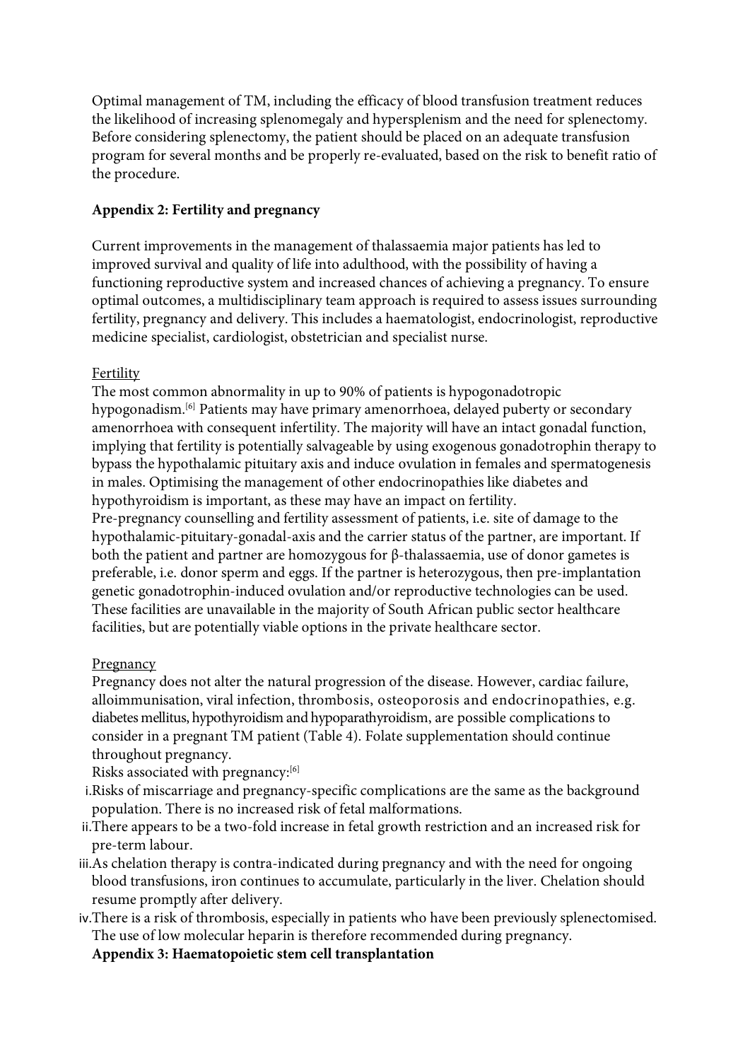Optimal management of TM, including the efficacy of blood transfusion treatment reduces the likelihood of increasing splenomegaly and hypersplenism and the need for splenectomy. Before considering splenectomy, the patient should be placed on an adequate transfusion program for several months and be properly re-evaluated, based on the risk to benefit ratio of the procedure.

**Appendix 2: Fertility and pregnancy**

Current improvements in the management of thalassaemia major patients has led to improved survival and quality of life into adulthood, with the possibility of having a functioning reproductive system and increased chances of achieving a pregnancy. To ensure optimal outcomes, a multidisciplinary team approach is required to assess issues surrounding fertility, pregnancy and delivery. This includes a haematologist, endocrinologist, reproductive medicine specialist, cardiologist, obstetrician and specialist nurse.

Fertility

The most common abnormality in up to 90% of patients is hypogonadotropic hypogonadism.[6] Patients may have primary amenorrhoea, delayed puberty or secondary amenorrhoea with consequent infertility. The majority will have an intact gonadal function, implying that fertility is potentially salvageable by using exogenous gonadotrophin therapy to bypass the hypothalamic pituitary axis and induce ovulation in females and spermatogenesis in males. Optimising the management of other endocrinopathies like diabetes and hypothyroidism is important, as these may have an impact on fertility.

Pre-pregnancy counselling and fertility assessment of patients, i.e. site of damage to the hypothalamic-pituitary-gonadal-axis and the carrier status of the partner, are important. If both the patient and partner are homozygous for β-thalassaemia, use of donor gametes is preferable, i.e. donor sperm and eggs. If the partner is heterozygous, then pre-implantation genetic gonadotrophin-induced ovulation and/or reproductive technologies can be used. These facilities are unavailable in the majority of South African public sector healthcare facilities, but are potentially viable options in the private healthcare sector.

Pregnancy

Pregnancy does not alter the natural progression of the disease. However, cardiac failure, alloimmunisation, viral infection, thrombosis, osteoporosis and endocrinopathies, e.g. diabetes mellitus, hypothyroidism and hypoparathyroidism, are possible complications to consider in a pregnant TM patient (Table 4). Folate supplementation should continue throughout pregnancy.

Risks associated with pregnancy:[6]

i. Risks of miscarriage and pregnancy-specific complications are the same as the background population. There is no increased risk of fetal malformations.
ii. There appears to be a two-fold increase in fetal growth restriction and an increased risk for pre-term labour.
iii. As chelation therapy is contra-indicated during pregnancy and with the need for ongoing blood transfusions, iron continues to accumulate, particularly in the liver. Chelation should resume promptly after delivery.
iv. There is a risk of thrombosis, especially in patients who have been previously splenectomised. The use of low molecular heparin is therefore recommended during pregnancy.

**Appendix 3: Haematopoietic stem cell transplantation**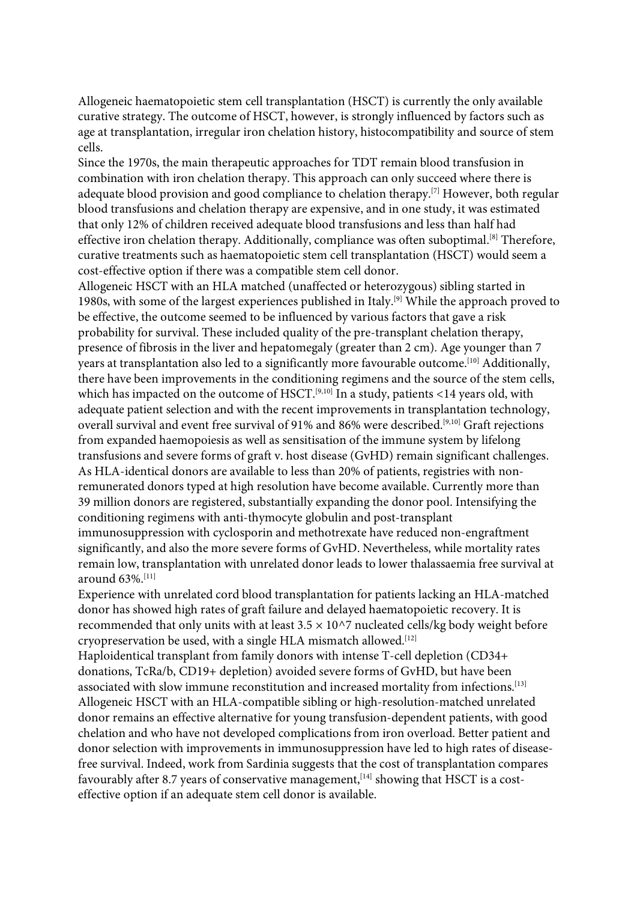Allogeneic haematopoietic stem cell transplantation (HSCT) is currently the only available curative strategy. The outcome of HSCT, however, is strongly influenced by factors such as age at transplantation, irregular iron chelation history, histocompatibility and source of stem cells.

Since the 1970s, the main therapeutic approaches for TDT remain blood transfusion in combination with iron chelation therapy. This approach can only succeed where there is adequate blood provision and good compliance to chelation therapy.[7] However, both regular blood transfusions and chelation therapy are expensive, and in one study, it was estimated that only 12% of children received adequate blood transfusions and less than half had effective iron chelation therapy. Additionally, compliance was often suboptimal.[8] Therefore, curative treatments such as haematopoietic stem cell transplantation (HSCT) would seem a cost-effective option if there was a compatible stem cell donor.

Allogeneic HSCT with an HLA matched (unaffected or heterozygous) sibling started in 1980s, with some of the largest experiences published in Italy.[9] While the approach proved to be effective, the outcome seemed to be influenced by various factors that gave a risk probability for survival. These included quality of the pre-transplant chelation therapy, presence of fibrosis in the liver and hepatomegaly (greater than 2 cm). Age younger than 7 years at transplantation also led to a significantly more favourable outcome.[10] Additionally, there have been improvements in the conditioning regimens and the source of the stem cells, which has impacted on the outcome of HSCT.[9,10] In a study, patients <14 years old, with adequate patient selection and with the recent improvements in transplantation technology, overall survival and event free survival of 91% and 86% were described.[9,10] Graft rejections from expanded haemopoiesis as well as sensitisation of the immune system by lifelong transfusions and severe forms of graft v. host disease (GvHD) remain significant challenges. As HLA-identical donors are available to less than 20% of patients, registries with non-remunerated donors typed at high resolution have become available. Currently more than 39 million donors are registered, substantially expanding the donor pool. Intensifying the conditioning regimens with anti-thymocyte globulin and post-transplant immunosuppression with cyclosporin and methotrexate have reduced non-engraftment significantly, and also the more severe forms of GvHD. Nevertheless, while mortality rates remain low, transplantation with unrelated donor leads to lower thalassaemia free survival at around 63%.[11]

Experience with unrelated cord blood transplantation for patients lacking an HLA-matched donor has showed high rates of graft failure and delayed haematopoietic recovery. It is recommended that only units with at least $3.5 \times 10^7$ nucleated cells/kg body weight before cryopreservation be used, with a single HLA mismatch allowed.[12]

Haploidentical transplant from family donors with intense T-cell depletion (CD34+ donations, TcRa/b, CD19+ depletion) avoided severe forms of GvHD, but have been associated with slow immune reconstitution and increased mortality from infections.[13]

Allogeneic HSCT with an HLA-compatible sibling or high-resolution-matched unrelated donor remains an effective alternative for young transfusion-dependent patients, with good chelation and who have not developed complications from iron overload. Better patient and donor selection with improvements in immunosuppression have led to high rates of disease-free survival. Indeed, work from Sardinia suggests that the cost of transplantation compares favourably after 8.7 years of conservative management,[14] showing that HSCT is a cost-effective option if an adequate stem cell donor is available.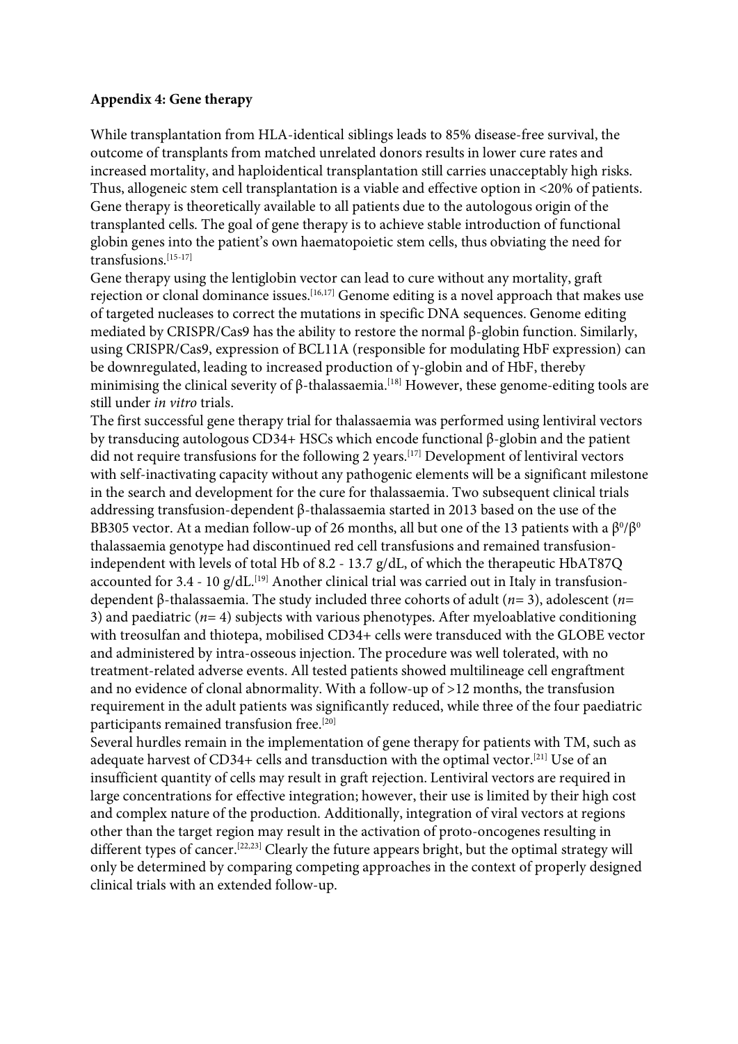**Appendix 4: Gene therapy**

While transplantation from HLA-identical siblings leads to 85% disease-free survival, the outcome of transplants from matched unrelated donors results in lower cure rates and increased mortality, and haploidentical transplantation still carries unacceptably high risks. Thus, allogeneic stem cell transplantation is a viable and effective option in <20% of patients. Gene therapy is theoretically available to all patients due to the autologous origin of the transplanted cells. The goal of gene therapy is to achieve stable introduction of functional globin genes into the patient's own haematopoietic stem cells, thus obviating the need for transfusions.[15-17]

Gene therapy using the lentiglobin vector can lead to cure without any mortality, graft rejection or clonal dominance issues.[16,17] Genome editing is a novel approach that makes use of targeted nucleases to correct the mutations in specific DNA sequences. Genome editing mediated by CRISPR/Cas9 has the ability to restore the normal β-globin function. Similarly, using CRISPR/Cas9, expression of BCL11A (responsible for modulating HbF expression) can be downregulated, leading to increased production of γ-globin and of HbF, thereby minimising the clinical severity of β-thalassaemia.[18] However, these genome-editing tools are still under *in vitro* trials.

The first successful gene therapy trial for thalassaemia was performed using lentiviral vectors by transducing autologous CD34+ HSCs which encode functional β-globin and the patient did not require transfusions for the following 2 years.[17] Development of lentiviral vectors with self-inactivating capacity without any pathogenic elements will be a significant milestone in the search and development for the cure for thalassaemia. Two subsequent clinical trials addressing transfusion-dependent β-thalassaemia started in 2013 based on the use of the BB305 vector. At a median follow-up of 26 months, all but one of the 13 patients with a $\beta^0/\beta^0$ thalassaemia genotype had discontinued red cell transfusions and remained transfusion-independent with levels of total Hb of 8.2 - 13.7 g/dL, of which the therapeutic HbAT87Q accounted for 3.4 - 10 g/dL.[19] Another clinical trial was carried out in Italy in transfusion-dependent β-thalassaemia. The study included three cohorts of adult ($n$= 3), adolescent ($n$= 3) and paediatric ($n$= 4) subjects with various phenotypes. After myeloablative conditioning with treosulfan and thiotepa, mobilised CD34+ cells were transduced with the GLOBE vector and administered by intra-osseous injection. The procedure was well tolerated, with no treatment-related adverse events. All tested patients showed multilineage cell engraftment and no evidence of clonal abnormality. With a follow-up of >12 months, the transfusion requirement in the adult patients was significantly reduced, while three of the four paediatric participants remained transfusion free.[20]

Several hurdles remain in the implementation of gene therapy for patients with TM, such as adequate harvest of CD34+ cells and transduction with the optimal vector.[21] Use of an insufficient quantity of cells may result in graft rejection. Lentiviral vectors are required in large concentrations for effective integration; however, their use is limited by their high cost and complex nature of the production. Additionally, integration of viral vectors at regions other than the target region may result in the activation of proto-oncogenes resulting in different types of cancer.[22,23] Clearly the future appears bright, but the optimal strategy will only be determined by comparing competing approaches in the context of properly designed clinical trials with an extended follow-up.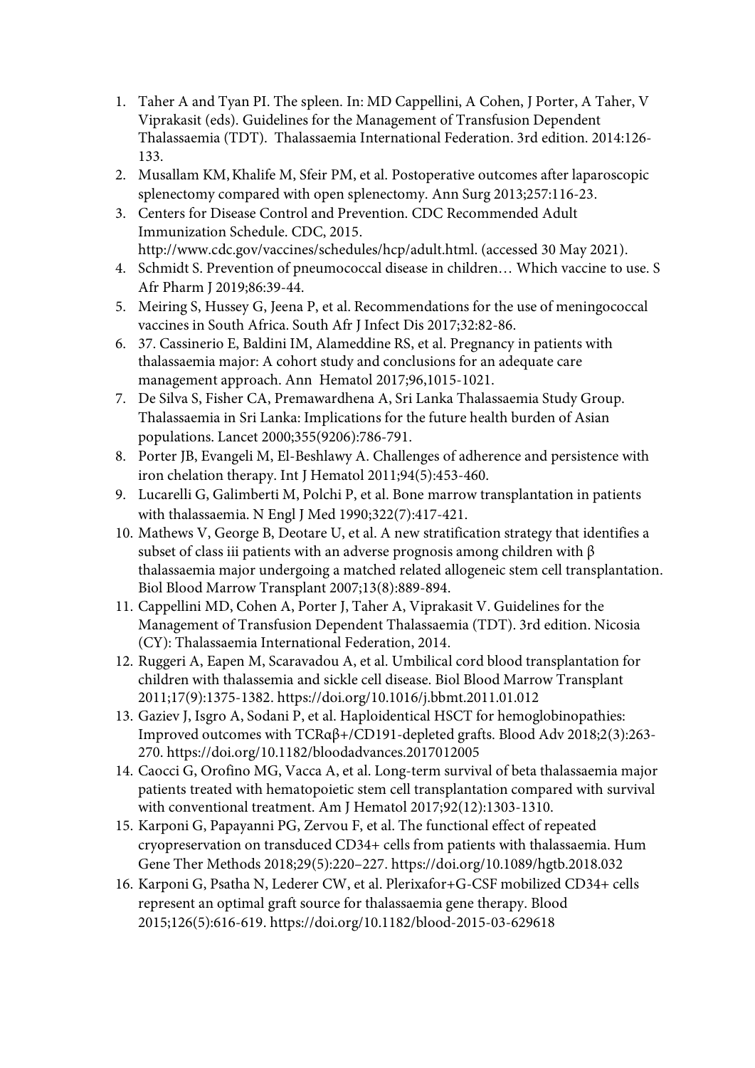1. Taher A and Tyan PI. The spleen. In: MD Cappellini, A Cohen, J Porter, A Taher, V Viprakasit (eds). Guidelines for the Management of Transfusion Dependent Thalassaemia (TDT). Thalassaemia International Federation. 3rd edition. 2014:126-133.
2. Musallam KM, Khalife M, Sfeir PM, et al. Postoperative outcomes after laparoscopic splenectomy compared with open splenectomy. Ann Surg 2013;257:116-23.
3. Centers for Disease Control and Prevention. CDC Recommended Adult Immunization Schedule. CDC, 2015. http://www.cdc.gov/vaccines/schedules/hcp/adult.html. (accessed 30 May 2021).
4. Schmidt S. Prevention of pneumococcal disease in children… Which vaccine to use. S Afr Pharm J 2019;86:39-44.
5. Meiring S, Hussey G, Jeena P, et al. Recommendations for the use of meningococcal vaccines in South Africa. South Afr J Infect Dis 2017;32:82-86.
6. 37. Cassinerio E, Baldini IM, Alameddine RS, et al. Pregnancy in patients with thalassaemia major: A cohort study and conclusions for an adequate care management approach. Ann Hematol 2017;96,1015-1021.
7. De Silva S, Fisher CA, Premawardhena A, Sri Lanka Thalassaemia Study Group. Thalassaemia in Sri Lanka: Implications for the future health burden of Asian populations. Lancet 2000;355(9206):786-791.
8. Porter JB, Evangeli M, El-Beshlawy A. Challenges of adherence and persistence with iron chelation therapy. Int J Hematol 2011;94(5):453-460.
9. Lucarelli G, Galimberti M, Polchi P, et al. Bone marrow transplantation in patients with thalassaemia. N Engl J Med 1990;322(7):417-421.
10. Mathews V, George B, Deotare U, et al. A new stratification strategy that identifies a subset of class iii patients with an adverse prognosis among children with β thalassaemia major undergoing a matched related allogeneic stem cell transplantation. Biol Blood Marrow Transplant 2007;13(8):889-894.
11. Cappellini MD, Cohen A, Porter J, Taher A, Viprakasit V. Guidelines for the Management of Transfusion Dependent Thalassaemia (TDT). 3rd edition. Nicosia (CY): Thalassaemia International Federation, 2014.
12. Ruggeri A, Eapen M, Scaravadou A, et al. Umbilical cord blood transplantation for children with thalassemia and sickle cell disease. Biol Blood Marrow Transplant 2011;17(9):1375-1382. https://doi.org/10.1016/j.bbmt.2011.01.012
13. Gaziev J, Isgro A, Sodani P, et al. Haploidentical HSCT for hemoglobinopathies: Improved outcomes with TCRαβ+/CD191-depleted grafts. Blood Adv 2018;2(3):263-270. https://doi.org/10.1182/bloodadvances.2017012005
14. Caocci G, Orofino MG, Vacca A, et al. Long-term survival of beta thalassaemia major patients treated with hematopoietic stem cell transplantation compared with survival with conventional treatment. Am J Hematol 2017;92(12):1303-1310.
15. Karponi G, Papayanni PG, Zervou F, et al. The functional effect of repeated cryopreservation on transduced CD34+ cells from patients with thalassaemia. Hum Gene Ther Methods 2018;29(5):220–227. https://doi.org/10.1089/hgtb.2018.032
16. Karponi G, Psatha N, Lederer CW, et al. Plerixafor+G-CSF mobilized CD34+ cells represent an optimal graft source for thalassaemia gene therapy. Blood 2015;126(5):616-619. https://doi.org/10.1182/blood-2015-03-629618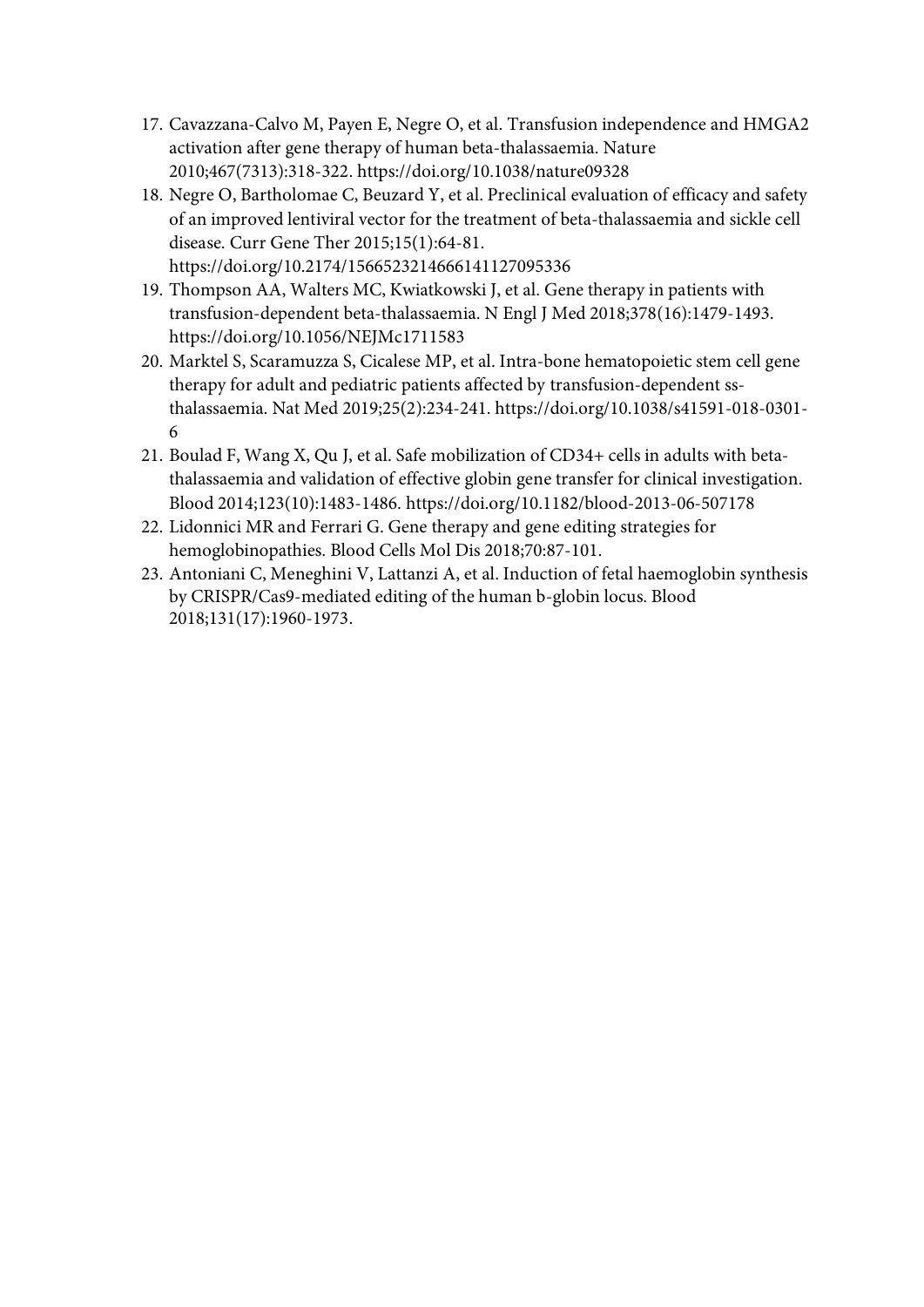17. Cavazzana-Calvo M, Payen E, Negre O, et al. Transfusion independence and HMGA2 activation after gene therapy of human beta-thalassaemia. Nature 2010;467(7313):318-322. https://doi.org/10.1038/nature09328
18. Negre O, Bartholomae C, Beuzard Y, et al. Preclinical evaluation of efficacy and safety of an improved lentiviral vector for the treatment of beta-thalassaemia and sickle cell disease. Curr Gene Ther 2015;15(1):64-81. https://doi.org/10.2174/1566523214666141127095336
19. Thompson AA, Walters MC, Kwiatkowski J, et al. Gene therapy in patients with transfusion-dependent beta-thalassaemia. N Engl J Med 2018;378(16):1479-1493. https://doi.org/10.1056/NEJMc1711583
20. Marktel S, Scaramuzza S, Cicalese MP, et al. Intra-bone hematopoietic stem cell gene therapy for adult and pediatric patients affected by transfusion-dependent ss-thalassaemia. Nat Med 2019;25(2):234-241. https://doi.org/10.1038/s41591-018-0301-6
21. Boulad F, Wang X, Qu J, et al. Safe mobilization of CD34+ cells in adults with beta-thalassaemia and validation of effective globin gene transfer for clinical investigation. Blood 2014;123(10):1483-1486. https://doi.org/10.1182/blood-2013-06-507178
22. Lidonnici MR and Ferrari G. Gene therapy and gene editing strategies for hemoglobinopathies. Blood Cells Mol Dis 2018;70:87-101.
23. Antoniani C, Meneghini V, Lattanzi A, et al. Induction of fetal haemoglobin synthesis by CRISPR/Cas9-mediated editing of the human b-globin locus. Blood 2018;131(17):1960-1973.